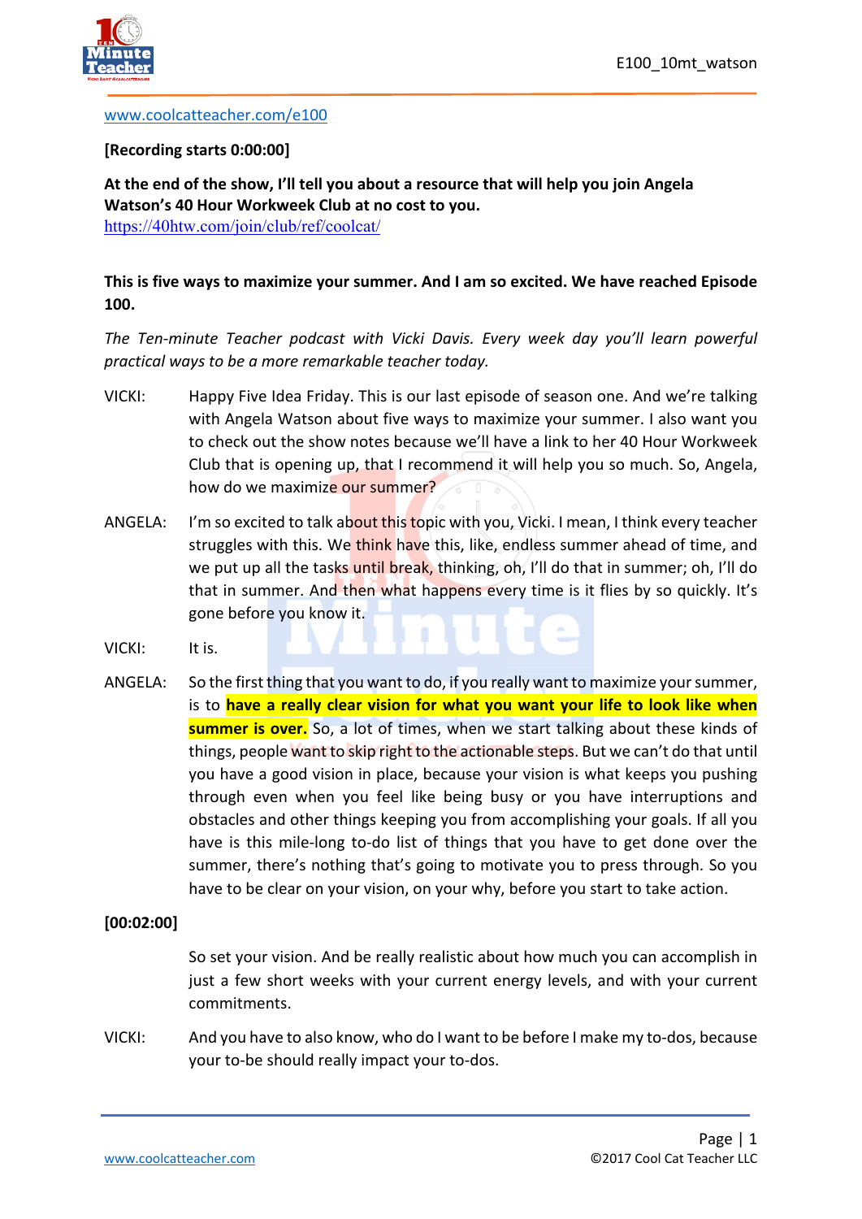www.coolcatteacher.com/e100

**[Recording starts 0:00:00]**

**At the end of the show, I'll tell you about a resource that will help you join Angela Watson's 40 Hour Workweek Club at no cost to you.**
https://40htw.com/join/club/ref/coolcat/

**This is five ways to maximize your summer. And I am so excited. We have reached Episode 100.**

*The Ten-minute Teacher podcast with Vicki Davis. Every week day you'll learn powerful practical ways to be a more remarkable teacher today.*

VICKI: Happy Five Idea Friday. This is our last episode of season one. And we're talking with Angela Watson about five ways to maximize your summer. I also want you to check out the show notes because we'll have a link to her 40 Hour Workweek Club that is opening up, that I recommend it will help you so much. So, Angela, how do we maximize our summer?

ANGELA: I'm so excited to talk about this topic with you, Vicki. I mean, I think every teacher struggles with this. We think have this, like, endless summer ahead of time, and we put up all the tasks until break, thinking, oh, I'll do that in summer; oh, I'll do that in summer. And then what happens every time is it flies by so quickly. It's gone before you know it.

VICKI: It is.

ANGELA: So the first thing that you want to do, if you really want to maximize your summer, is to **have a really clear vision for what you want your life to look like when summer is over.** So, a lot of times, when we start talking about these kinds of things, people want to skip right to the actionable steps. But we can't do that until you have a good vision in place, because your vision is what keeps you pushing through even when you feel like being busy or you have interruptions and obstacles and other things keeping you from accomplishing your goals. If all you have is this mile-long to-do list of things that you have to get done over the summer, there's nothing that's going to motivate you to press through. So you have to be clear on your vision, on your why, before you start to take action.

**[00:02:00]**

So set your vision. And be really realistic about how much you can accomplish in just a few short weeks with your current energy levels, and with your current commitments.

VICKI: And you have to also know, who do I want to be before I make my to-dos, because your to-be should really impact your to-dos.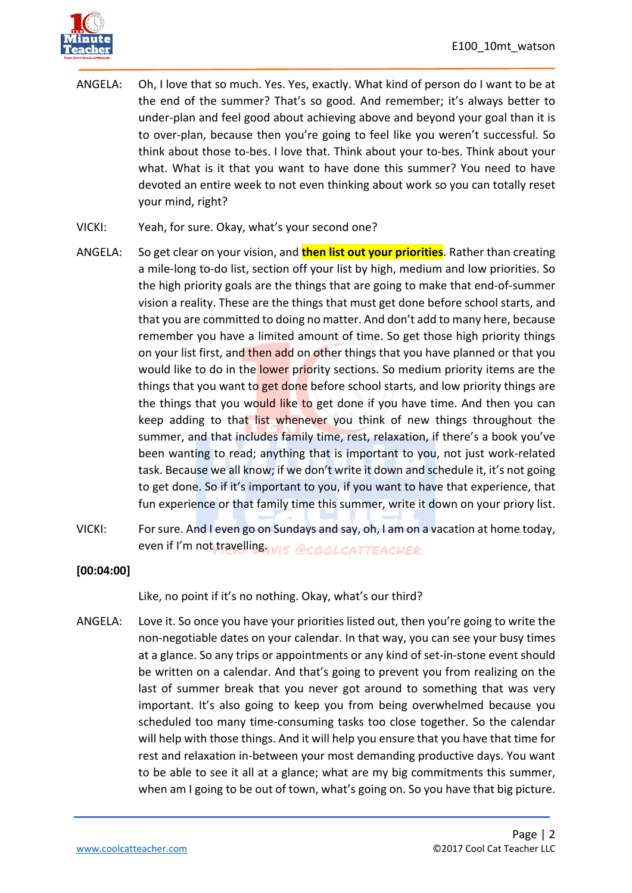ANGELA: Oh, I love that so much. Yes. Yes, exactly. What kind of person do I want to be at the end of the summer? That's so good. And remember; it's always better to under-plan and feel good about achieving above and beyond your goal than it is to over-plan, because then you're going to feel like you weren't successful. So think about those to-bes. I love that. Think about your to-bes. Think about your what. What is it that you want to have done this summer? You need to have devoted an entire week to not even thinking about work so you can totally reset your mind, right?

VICKI: Yeah, for sure. Okay, what's your second one?

ANGELA: So get clear on your vision, and **then list out your priorities**. Rather than creating a mile-long to-do list, section off your list by high, medium and low priorities. So the high priority goals are the things that are going to make that end-of-summer vision a reality. These are the things that must get done before school starts, and that you are committed to doing no matter. And don't add to many here, because remember you have a limited amount of time. So get those high priority things on your list first, and then add on other things that you have planned or that you would like to do in the lower priority sections. So medium priority items are the things that you want to get done before school starts, and low priority things are the things that you would like to get done if you have time. And then you can keep adding to that list whenever you think of new things throughout the summer, and that includes family time, rest, relaxation, if there's a book you've been wanting to read; anything that is important to you, not just work-related task. Because we all know; if we don't write it down and schedule it, it's not going to get done. So if it's important to you, if you want to have that experience, that fun experience or that family time this summer, write it down on your priory list.

VICKI: For sure. And I even go on Sundays and say, oh, I am on a vacation at home today, even if I'm not travelling.

**[00:04:00]**

Like, no point if it's no nothing. Okay, what's our third?

ANGELA: Love it. So once you have your priorities listed out, then you're going to write the non-negotiable dates on your calendar. In that way, you can see your busy times at a glance. So any trips or appointments or any kind of set-in-stone event should be written on a calendar. And that's going to prevent you from realizing on the last of summer break that you never got around to something that was very important. It's also going to keep you from being overwhelmed because you scheduled too many time-consuming tasks too close together. So the calendar will help with those things. And it will help you ensure that you have that time for rest and relaxation in-between your most demanding productive days. You want to be able to see it all at a glance; what are my big commitments this summer, when am I going to be out of town, what's going on. So you have that big picture.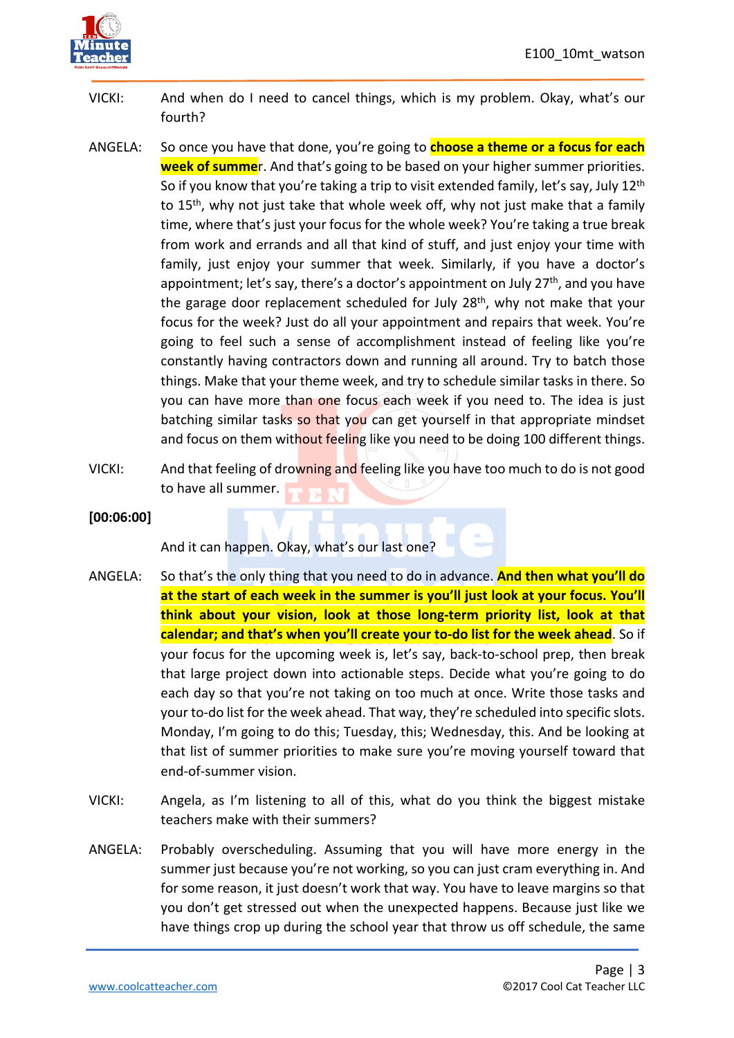VICKI: And when do I need to cancel things, which is my problem. Okay, what's our fourth?

ANGELA: So once you have that done, you're going to **choose a theme or a focus for each week of summer**. And that's going to be based on your higher summer priorities. So if you know that you're taking a trip to visit extended family, let's say, July 12th to 15th, why not just take that whole week off, why not just make that a family time, where that's just your focus for the whole week? You're taking a true break from work and errands and all that kind of stuff, and just enjoy your time with family, just enjoy your summer that week. Similarly, if you have a doctor's appointment; let's say, there's a doctor's appointment on July 27th, and you have the garage door replacement scheduled for July 28th, why not make that your focus for the week? Just do all your appointment and repairs that week. You're going to feel such a sense of accomplishment instead of feeling like you're constantly having contractors down and running all around. Try to batch those things. Make that your theme week, and try to schedule similar tasks in there. So you can have more than one focus each week if you need to. The idea is just batching similar tasks so that you can get yourself in that appropriate mindset and focus on them without feeling like you need to be doing 100 different things.

VICKI: And that feeling of drowning and feeling like you have too much to do is not good to have all summer.

**[00:06:00]**

And it can happen. Okay, what's our last one?

ANGELA: So that's the only thing that you need to do in advance. **And then what you'll do at the start of each week in the summer is you'll just look at your focus. You'll think about your vision, look at those long-term priority list, look at that calendar; and that's when you'll create your to-do list for the week ahead**. So if your focus for the upcoming week is, let's say, back-to-school prep, then break that large project down into actionable steps. Decide what you're going to do each day so that you're not taking on too much at once. Write those tasks and your to-do list for the week ahead. That way, they're scheduled into specific slots. Monday, I'm going to do this; Tuesday, this; Wednesday, this. And be looking at that list of summer priorities to make sure you're moving yourself toward that end-of-summer vision.

VICKI: Angela, as I'm listening to all of this, what do you think the biggest mistake teachers make with their summers?

ANGELA: Probably overscheduling. Assuming that you will have more energy in the summer just because you're not working, so you can just cram everything in. And for some reason, it just doesn't work that way. You have to leave margins so that you don't get stressed out when the unexpected happens. Because just like we have things crop up during the school year that throw us off schedule, the same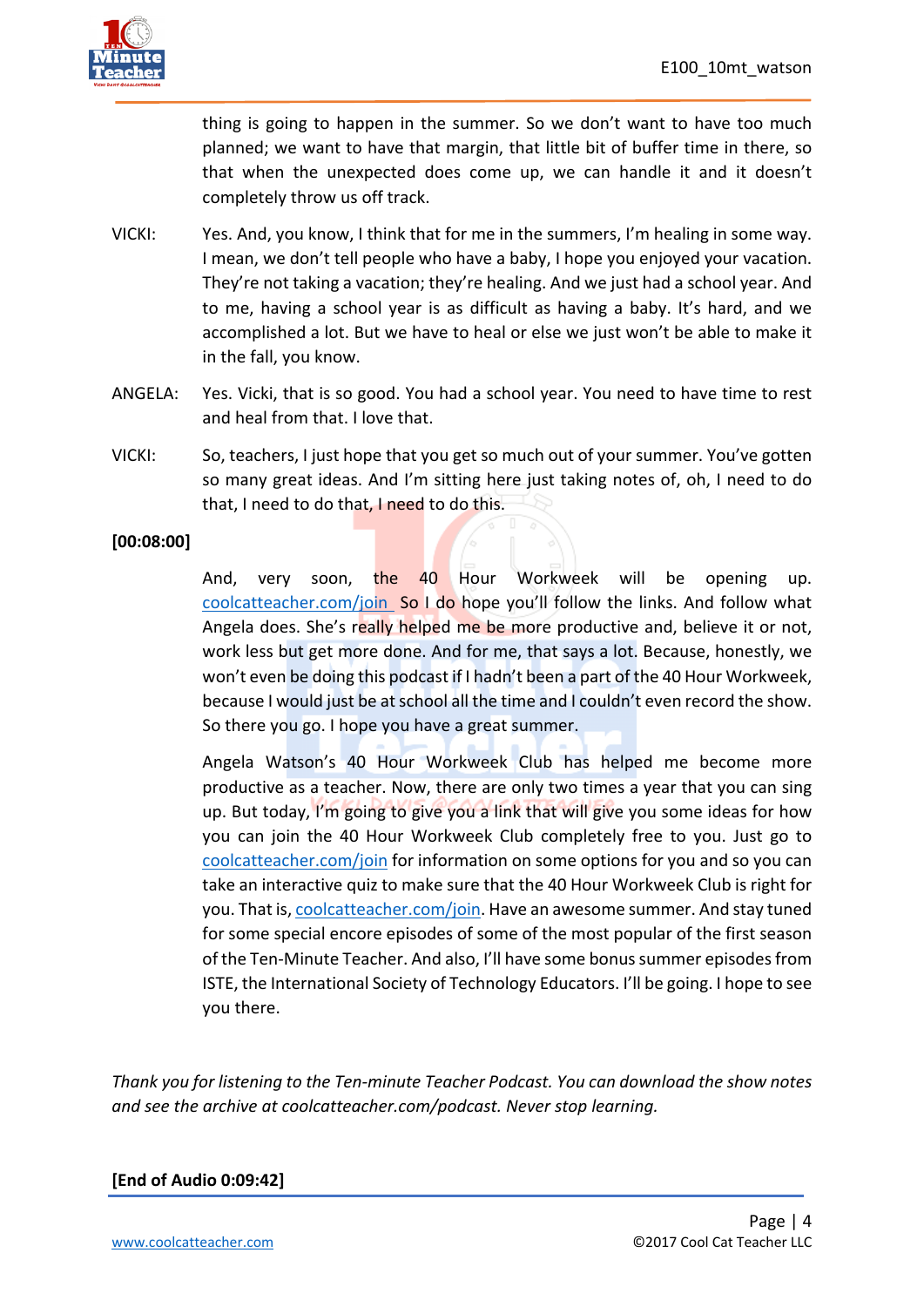thing is going to happen in the summer. So we don't want to have too much planned; we want to have that margin, that little bit of buffer time in there, so that when the unexpected does come up, we can handle it and it doesn't completely throw us off track.

VICKI: Yes. And, you know, I think that for me in the summers, I'm healing in some way. I mean, we don't tell people who have a baby, I hope you enjoyed your vacation. They're not taking a vacation; they're healing. And we just had a school year. And to me, having a school year is as difficult as having a baby. It's hard, and we accomplished a lot. But we have to heal or else we just won't be able to make it in the fall, you know.

ANGELA: Yes. Vicki, that is so good. You had a school year. You need to have time to rest and heal from that. I love that.

VICKI: So, teachers, I just hope that you get so much out of your summer. You've gotten so many great ideas. And I'm sitting here just taking notes of, oh, I need to do that, I need to do that, I need to do this.

**[00:08:00]**

And, very soon, the 40 Hour Workweek will be opening up. [coolcatteacher.com/join](coolcatteacher.com/join) So I do hope you'll follow the links. And follow what Angela does. She's really helped me be more productive and, believe it or not, work less but get more done. And for me, that says a lot. Because, honestly, we won't even be doing this podcast if I hadn't been a part of the 40 Hour Workweek, because I would just be at school all the time and I couldn't even record the show. So there you go. I hope you have a great summer.

Angela Watson's 40 Hour Workweek Club has helped me become more productive as a teacher. Now, there are only two times a year that you can sing up. But today, I'm going to give you a link that will give you some ideas for how you can join the 40 Hour Workweek Club completely free to you. Just go to [coolcatteacher.com/join](coolcatteacher.com/join) for information on some options for you and so you can take an interactive quiz to make sure that the 40 Hour Workweek Club is right for you. That is, [coolcatteacher.com/join](coolcatteacher.com/join). Have an awesome summer. And stay tuned for some special encore episodes of some of the most popular of the first season of the Ten-Minute Teacher. And also, I'll have some bonus summer episodes from ISTE, the International Society of Technology Educators. I'll be going. I hope to see you there.

*Thank you for listening to the Ten-minute Teacher Podcast. You can download the show notes and see the archive at coolcatteacher.com/podcast. Never stop learning.*

**[End of Audio 0:09:42]**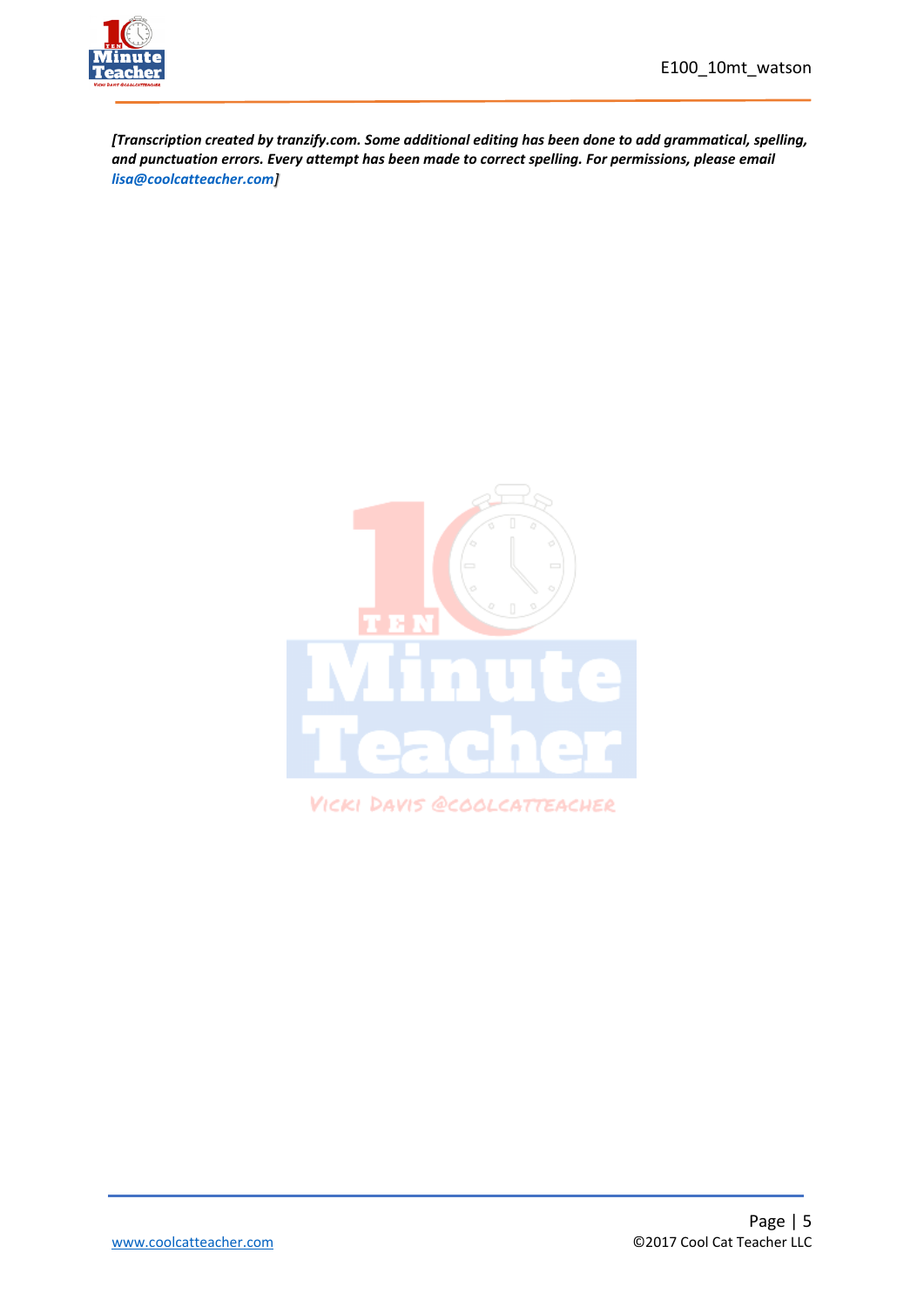*[Transcription created by tranzify.com. Some additional editing has been done to add grammatical, spelling, and punctuation errors. Every attempt has been made to correct spelling. For permissions, please email lisa@coolcatteacher.com]*